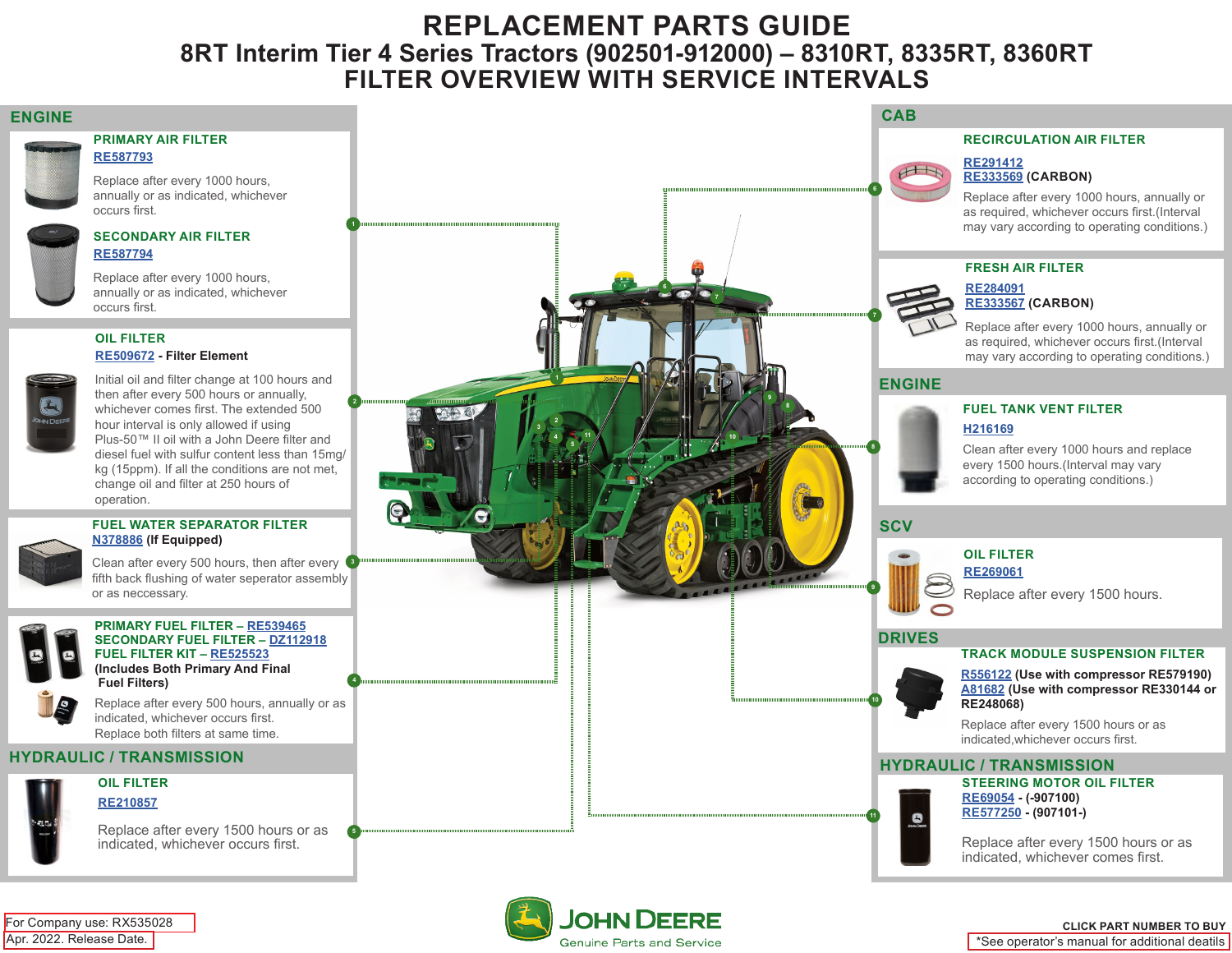# REPLACEMENT PARTS GUIDE

## 8RT Interim Tier 4 Series Tractors (902501-912000) – 8310RT, 8335RT, 8360RT

## FILTER OVERVIEW WITH SERVICE INTERVALS

## ENGINE

### PRIMARY AIR FILTER

RE587793

Replace after every 1000 hours, annually or as indicated, whichever occurs first.

### SECONDARY AIR FILTER

RE587794

Replace after every 1000 hours, annually or as indicated, whichever occurs first.

### OIL FILTER

RE509672 - **Filter Element**

Initial oil and filter change at 100 hours and then after every 500 hours or annually, whichever comes first. The extended 500 hour interval is only allowed if using Plus-50™ II oil with a John Deere filter and diesel fuel with sulfur content less than 15mg/kg (15ppm). If all the conditions are not met, change oil and filter at 250 hours of operation.

### FUEL WATER SEPARATOR FILTER

N378886 **(If Equipped)**

Clean after every 500 hours, then after every fifth back flushing of water seperator assembly or as neccessary.

### PRIMARY FUEL FILTER – RE539465
### SECONDARY FUEL FILTER – DZ112918
### FUEL FILTER KIT – RE525523

**(Includes Both Primary And Final Fuel Filters)**

Replace after every 500 hours, annually or as indicated, whichever occurs first.
Replace both filters at same time.

## HYDRAULIC / TRANSMISSION

### OIL FILTER

RE210857

Replace after every 1500 hours or as indicated, whichever occurs first.

## CAB

### RECIRCULATION AIR FILTER

RE291412
RE333569 **(CARBON)**

Replace after every 1000 hours, annually or as required, whichever occurs first.(Interval may vary according to operating conditions.)

### FRESH AIR FILTER

RE284091
RE333567 **(CARBON)**

Replace after every 1000 hours, annually or as required, whichever occurs first.(Interval may vary according to operating conditions.)

## ENGINE

### FUEL TANK VENT FILTER

H216169

Clean after every 1000 hours and replace every 1500 hours.(Interval may vary according to operating conditions.)

## SCV

### OIL FILTER

RE269061

Replace after every 1500 hours.

## DRIVES

### TRACK MODULE SUSPENSION FILTER

R556122 **(Use with compressor RE579190)**
A81682 **(Use with compressor RE330144 or RE248068)**

Replace after every 1500 hours or as indicated,whichever occurs first.

## HYDRAULIC / TRANSMISSION

### STEERING MOTOR OIL FILTER

RE69054 - **(-907100)**
RE577250 - **(907101-)**

Replace after every 1500 hours or as indicated, whichever comes first.

For Company use: RX535028
Apr. 2022. Release Date.

JOHN DEERE
Genuine Parts and Service

**CLICK PART NUMBER TO BUY**
*See operator's manual for additional deatils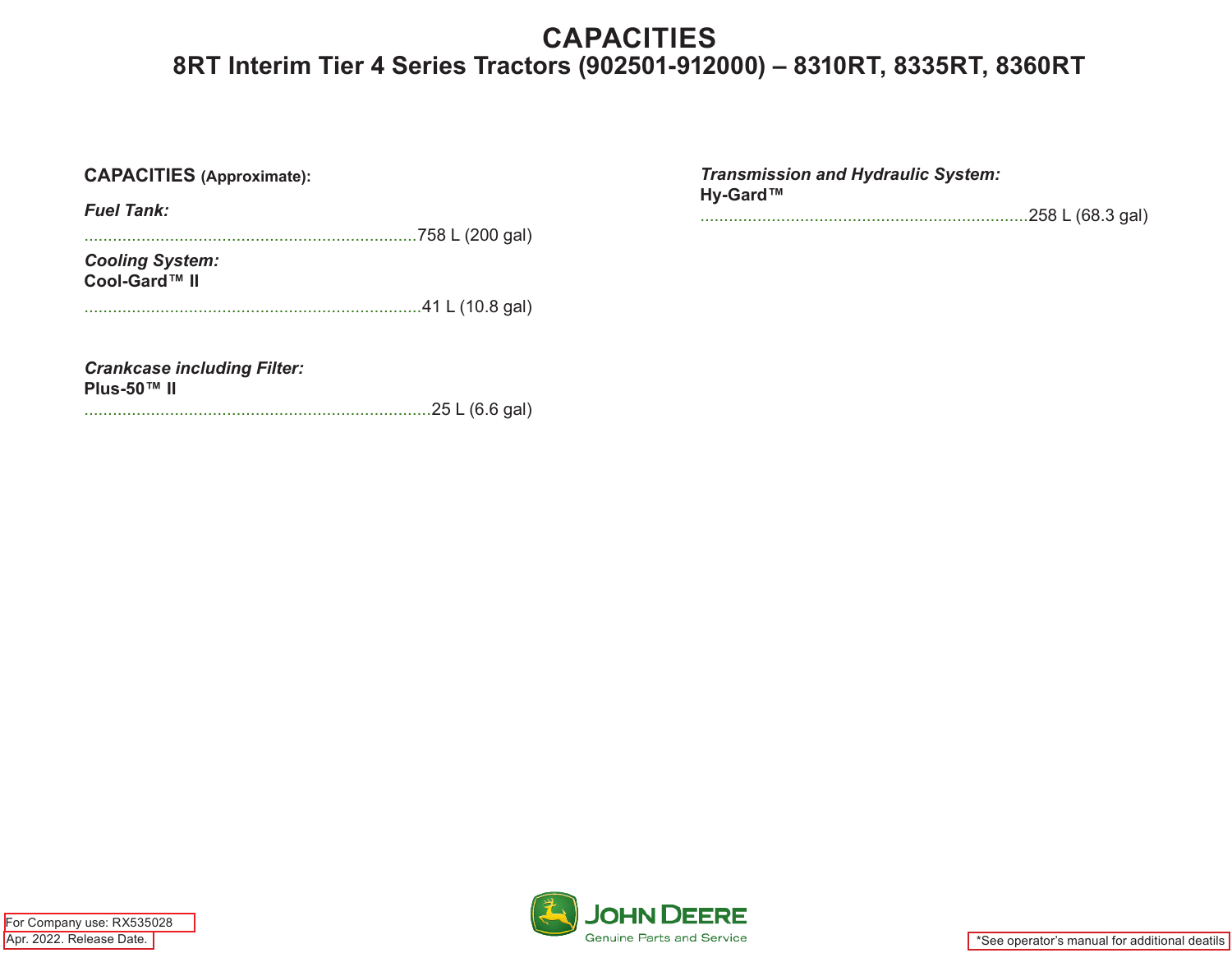# CAPACITIES

## 8RT Interim Tier 4 Series Tractors (902501-912000) – 8310RT, 8335RT, 8360RT

**CAPACITIES** (Approximate):

***Fuel Tank:***

.......................................................................758 L (200 gal)

***Cooling System:***
**Cool-Gard™ II**

.......................................................................41 L (10.8 gal)

***Crankcase including Filter:***
**Plus-50™ II**

.......................................................................25 L (6.6 gal)

***Transmission and Hydraulic System:***
**Hy-Gard™**

.......................................................................258 L (68.3 gal)

For Company use: RX535028
Apr. 2022. Release Date.

JOHN DEERE
Genuine Parts and Service

*See operator's manual for additional deatils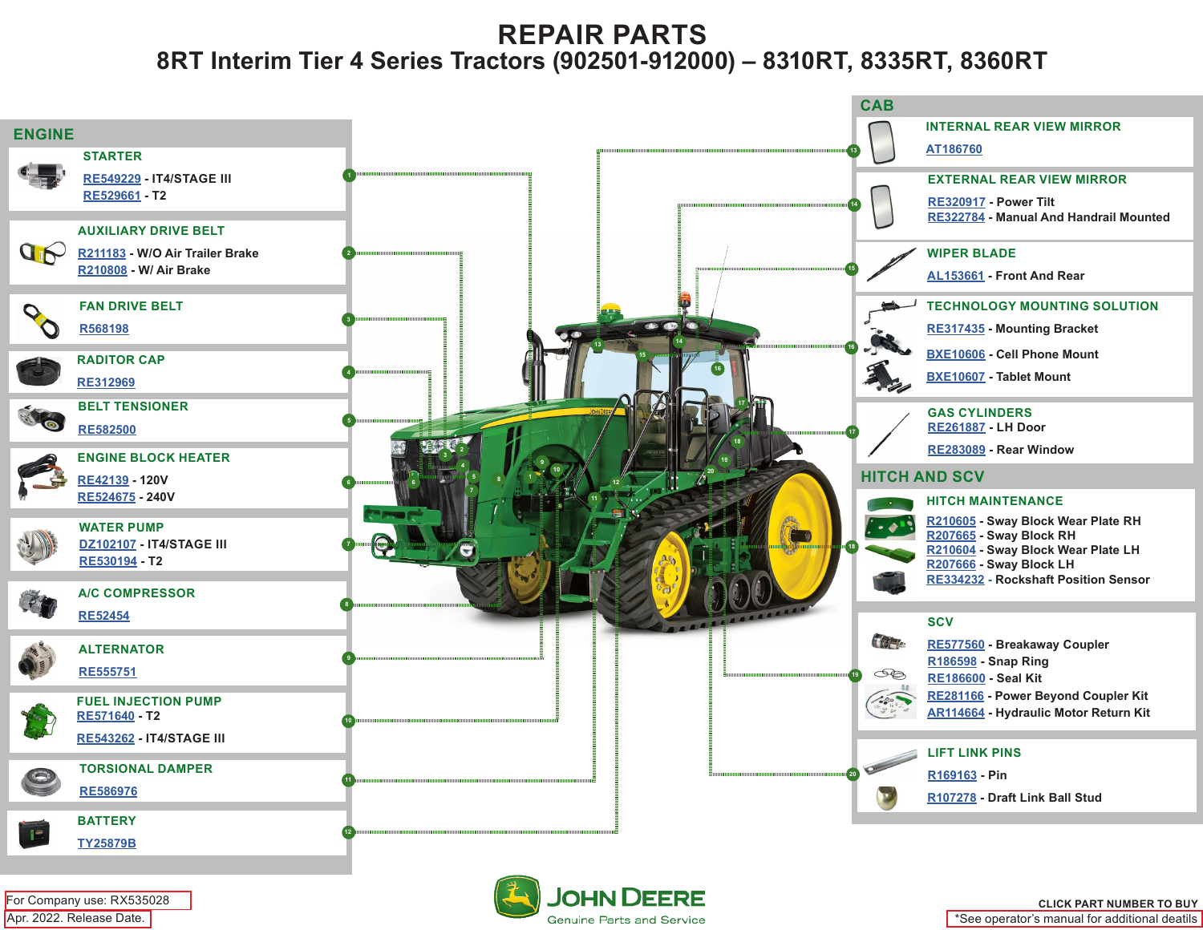# REPAIR PARTS

## 8RT Interim Tier 4 Series Tractors (902501-912000) – 8310RT, 8335RT, 8360RT

## ENGINE

### STARTER
RE549229 - IT4/STAGE III
RE529661 - T2

### AUXILIARY DRIVE BELT
R211183 - W/O Air Trailer Brake
R210808 - W/ Air Brake

### FAN DRIVE BELT
R568198

### RADITOR CAP
RE312969

### BELT TENSIONER
RE582500

### ENGINE BLOCK HEATER
RE42139 - 120V
RE524675 - 240V

### WATER PUMP
DZ102107 - IT4/STAGE III
RE530194 - T2

### A/C COMPRESSOR
RE52454

### ALTERNATOR
RE555751

### FUEL INJECTION PUMP
RE571640 - T2
RE543262 - IT4/STAGE III

### TORSIONAL DAMPER
RE586976

### BATTERY
TY25879B

## CAB

### INTERNAL REAR VIEW MIRROR
AT186760

### EXTERNAL REAR VIEW MIRROR
RE320917 - Power Tilt
RE322784 - Manual And Handrail Mounted

### WIPER BLADE
AL153661 - Front And Rear

### TECHNOLOGY MOUNTING SOLUTION
RE317435 - Mounting Bracket
BXE10606 - Cell Phone Mount
BXE10607 - Tablet Mount

### GAS CYLINDERS
RE261887 - LH Door
RE283089 - Rear Window

## HITCH AND SCV

### HITCH MAINTENANCE
R210605 - Sway Block Wear Plate RH
R207665 - Sway Block RH
R210604 - Sway Block Wear Plate LH
R207666 - Sway Block LH
RE334232 - Rockshaft Position Sensor

### SCV
RE577560 - Breakaway Coupler
R186598 - Snap Ring
RE186600 - Seal Kit
RE281166 - Power Beyond Coupler Kit
AR114664 - Hydraulic Motor Return Kit

### LIFT LINK PINS
R169163 - Pin
R107278 - Draft Link Ball Stud

For Company use: RX535028
Apr. 2022. Release Date.

JOHN DEERE
Genuine Parts and Service

CLICK PART NUMBER TO BUY
*See operator's manual for additional deatils